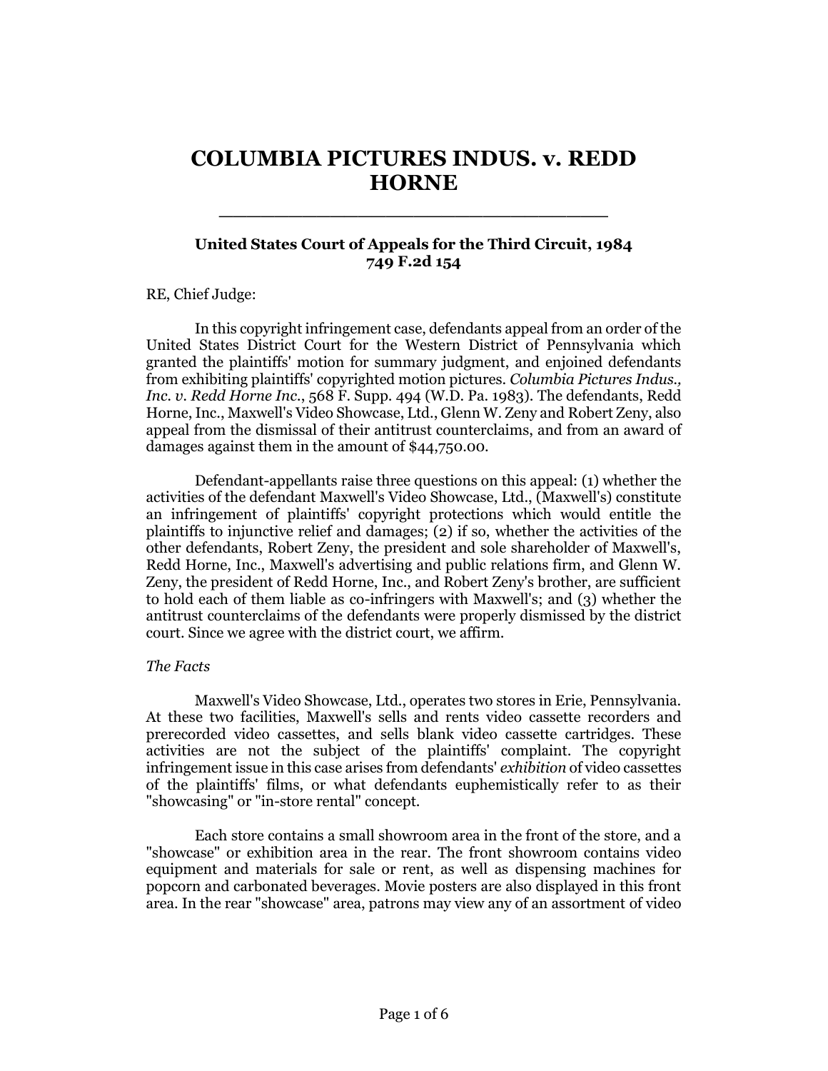# COLUMBIA PICTURES INDUS. v. REDD HORNE

**United States Court of Appeals for the Third Circuit, 1984**
**749 F.2d 154**

RE, Chief Judge:

In this copyright infringement case, defendants appeal from an order of the United States District Court for the Western District of Pennsylvania which granted the plaintiffs' motion for summary judgment, and enjoined defendants from exhibiting plaintiffs' copyrighted motion pictures. *Columbia Pictures Indus., Inc. v. Redd Horne Inc.*, 568 F. Supp. 494 (W.D. Pa. 1983). The defendants, Redd Horne, Inc., Maxwell's Video Showcase, Ltd., Glenn W. Zeny and Robert Zeny, also appeal from the dismissal of their antitrust counterclaims, and from an award of damages against them in the amount of $44,750.00.

Defendant-appellants raise three questions on this appeal: (1) whether the activities of the defendant Maxwell's Video Showcase, Ltd., (Maxwell's) constitute an infringement of plaintiffs' copyright protections which would entitle the plaintiffs to injunctive relief and damages; (2) if so, whether the activities of the other defendants, Robert Zeny, the president and sole shareholder of Maxwell's, Redd Horne, Inc., Maxwell's advertising and public relations firm, and Glenn W. Zeny, the president of Redd Horne, Inc., and Robert Zeny's brother, are sufficient to hold each of them liable as co-infringers with Maxwell's; and (3) whether the antitrust counterclaims of the defendants were properly dismissed by the district court. Since we agree with the district court, we affirm.

*The Facts*

Maxwell's Video Showcase, Ltd., operates two stores in Erie, Pennsylvania. At these two facilities, Maxwell's sells and rents video cassette recorders and prerecorded video cassettes, and sells blank video cassette cartridges. These activities are not the subject of the plaintiffs' complaint. The copyright infringement issue in this case arises from defendants' *exhibition* of video cassettes of the plaintiffs' films, or what defendants euphemistically refer to as their "showcasing" or "in-store rental" concept.

Each store contains a small showroom area in the front of the store, and a "showcase" or exhibition area in the rear. The front showroom contains video equipment and materials for sale or rent, as well as dispensing machines for popcorn and carbonated beverages. Movie posters are also displayed in this front area. In the rear "showcase" area, patrons may view any of an assortment of video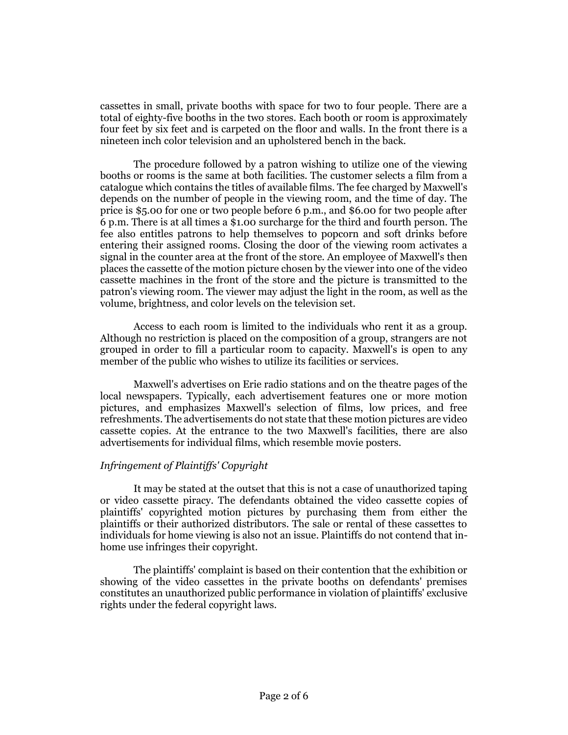cassettes in small, private booths with space for two to four people. There are a total of eighty-five booths in the two stores. Each booth or room is approximately four feet by six feet and is carpeted on the floor and walls. In the front there is a nineteen inch color television and an upholstered bench in the back.

The procedure followed by a patron wishing to utilize one of the viewing booths or rooms is the same at both facilities. The customer selects a film from a catalogue which contains the titles of available films. The fee charged by Maxwell's depends on the number of people in the viewing room, and the time of day. The price is $5.00 for one or two people before 6 p.m., and $6.00 for two people after 6 p.m. There is at all times a $1.00 surcharge for the third and fourth person. The fee also entitles patrons to help themselves to popcorn and soft drinks before entering their assigned rooms. Closing the door of the viewing room activates a signal in the counter area at the front of the store. An employee of Maxwell's then places the cassette of the motion picture chosen by the viewer into one of the video cassette machines in the front of the store and the picture is transmitted to the patron's viewing room. The viewer may adjust the light in the room, as well as the volume, brightness, and color levels on the television set.

Access to each room is limited to the individuals who rent it as a group. Although no restriction is placed on the composition of a group, strangers are not grouped in order to fill a particular room to capacity. Maxwell's is open to any member of the public who wishes to utilize its facilities or services.

Maxwell's advertises on Erie radio stations and on the theatre pages of the local newspapers. Typically, each advertisement features one or more motion pictures, and emphasizes Maxwell's selection of films, low prices, and free refreshments. The advertisements do not state that these motion pictures are video cassette copies. At the entrance to the two Maxwell's facilities, there are also advertisements for individual films, which resemble movie posters.

*Infringement of Plaintiffs' Copyright*

It may be stated at the outset that this is not a case of unauthorized taping or video cassette piracy. The defendants obtained the video cassette copies of plaintiffs' copyrighted motion pictures by purchasing them from either the plaintiffs or their authorized distributors. The sale or rental of these cassettes to individuals for home viewing is also not an issue. Plaintiffs do not contend that in-home use infringes their copyright.

The plaintiffs' complaint is based on their contention that the exhibition or showing of the video cassettes in the private booths on defendants' premises constitutes an unauthorized public performance in violation of plaintiffs' exclusive rights under the federal copyright laws.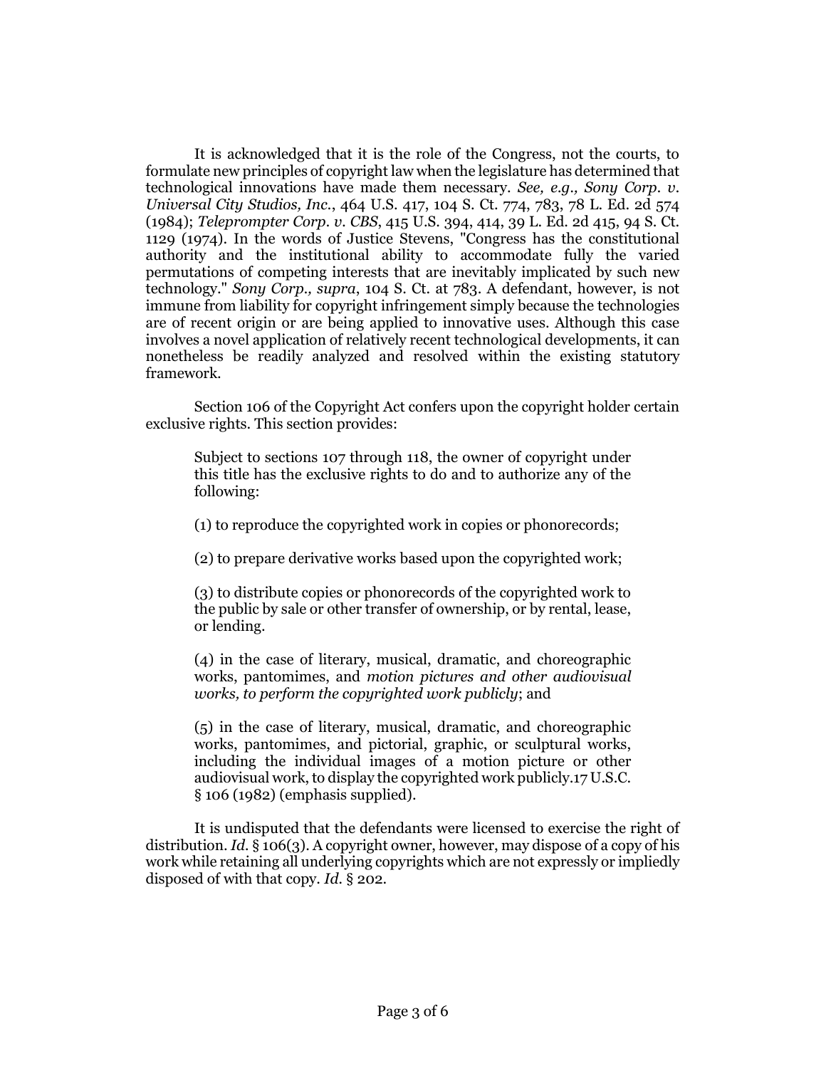It is acknowledged that it is the role of the Congress, not the courts, to formulate new principles of copyright law when the legislature has determined that technological innovations have made them necessary. *See, e.g., Sony Corp. v. Universal City Studios, Inc.*, 464 U.S. 417, 104 S. Ct. 774, 783, 78 L. Ed. 2d 574 (1984); *Teleprompter Corp. v. CBS*, 415 U.S. 394, 414, 39 L. Ed. 2d 415, 94 S. Ct. 1129 (1974). In the words of Justice Stevens, "Congress has the constitutional authority and the institutional ability to accommodate fully the varied permutations of competing interests that are inevitably implicated by such new technology." *Sony Corp., supra*, 104 S. Ct. at 783. A defendant, however, is not immune from liability for copyright infringement simply because the technologies are of recent origin or are being applied to innovative uses. Although this case involves a novel application of relatively recent technological developments, it can nonetheless be readily analyzed and resolved within the existing statutory framework.

Section 106 of the Copyright Act confers upon the copyright holder certain exclusive rights. This section provides:

> Subject to sections 107 through 118, the owner of copyright under this title has the exclusive rights to do and to authorize any of the following:
>
> (1) to reproduce the copyrighted work in copies or phonorecords;
>
> (2) to prepare derivative works based upon the copyrighted work;
>
> (3) to distribute copies or phonorecords of the copyrighted work to the public by sale or other transfer of ownership, or by rental, lease, or lending.
>
> (4) in the case of literary, musical, dramatic, and choreographic works, pantomimes, and *motion pictures and other audiovisual works, to perform the copyrighted work publicly*; and
>
> (5) in the case of literary, musical, dramatic, and choreographic works, pantomimes, and pictorial, graphic, or sculptural works, including the individual images of a motion picture or other audiovisual work, to display the copyrighted work publicly.17 U.S.C. § 106 (1982) (emphasis supplied).

It is undisputed that the defendants were licensed to exercise the right of distribution. *Id.* § 106(3). A copyright owner, however, may dispose of a copy of his work while retaining all underlying copyrights which are not expressly or impliedly disposed of with that copy. *Id.* § 202.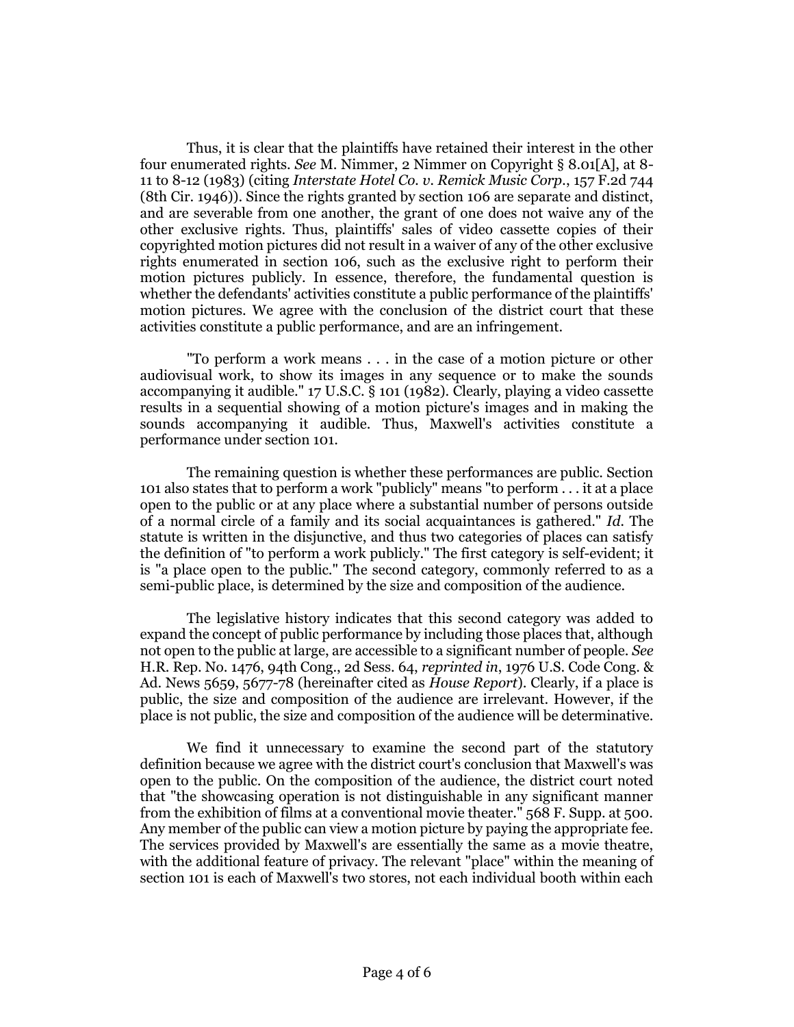Thus, it is clear that the plaintiffs have retained their interest in the other four enumerated rights. *See* M. Nimmer, 2 Nimmer on Copyright § 8.01[A], at 8-11 to 8-12 (1983) (citing *Interstate Hotel Co. v. Remick Music Corp.*, 157 F.2d 744 (8th Cir. 1946)). Since the rights granted by section 106 are separate and distinct, and are severable from one another, the grant of one does not waive any of the other exclusive rights. Thus, plaintiffs' sales of video cassette copies of their copyrighted motion pictures did not result in a waiver of any of the other exclusive rights enumerated in section 106, such as the exclusive right to perform their motion pictures publicly. In essence, therefore, the fundamental question is whether the defendants' activities constitute a public performance of the plaintiffs' motion pictures. We agree with the conclusion of the district court that these activities constitute a public performance, and are an infringement.

"To perform a work means . . . in the case of a motion picture or other audiovisual work, to show its images in any sequence or to make the sounds accompanying it audible." 17 U.S.C. § 101 (1982). Clearly, playing a video cassette results in a sequential showing of a motion picture's images and in making the sounds accompanying it audible. Thus, Maxwell's activities constitute a performance under section 101.

The remaining question is whether these performances are public. Section 101 also states that to perform a work "publicly" means "to perform . . . it at a place open to the public or at any place where a substantial number of persons outside of a normal circle of a family and its social acquaintances is gathered." *Id.* The statute is written in the disjunctive, and thus two categories of places can satisfy the definition of "to perform a work publicly." The first category is self-evident; it is "a place open to the public." The second category, commonly referred to as a semi-public place, is determined by the size and composition of the audience.

The legislative history indicates that this second category was added to expand the concept of public performance by including those places that, although not open to the public at large, are accessible to a significant number of people. *See* H.R. Rep. No. 1476, 94th Cong., 2d Sess. 64, *reprinted in*, 1976 U.S. Code Cong. & Ad. News 5659, 5677-78 (hereinafter cited as *House Report*). Clearly, if a place is public, the size and composition of the audience are irrelevant. However, if the place is not public, the size and composition of the audience will be determinative.

We find it unnecessary to examine the second part of the statutory definition because we agree with the district court's conclusion that Maxwell's was open to the public. On the composition of the audience, the district court noted that "the showcasing operation is not distinguishable in any significant manner from the exhibition of films at a conventional movie theater." 568 F. Supp. at 500. Any member of the public can view a motion picture by paying the appropriate fee. The services provided by Maxwell's are essentially the same as a movie theatre, with the additional feature of privacy. The relevant "place" within the meaning of section 101 is each of Maxwell's two stores, not each individual booth within each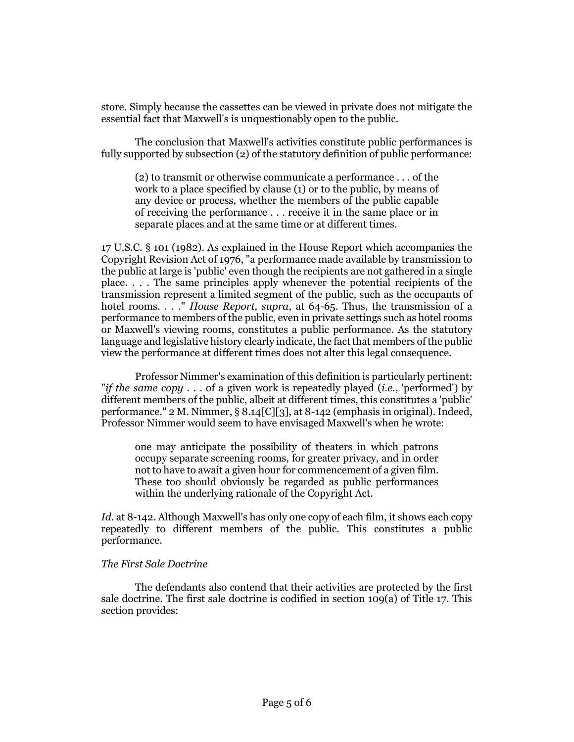store. Simply because the cassettes can be viewed in private does not mitigate the essential fact that Maxwell's is unquestionably open to the public.

The conclusion that Maxwell's activities constitute public performances is fully supported by subsection (2) of the statutory definition of public performance:

> (2) to transmit or otherwise communicate a performance . . . of the work to a place specified by clause (1) or to the public, by means of any device or process, whether the members of the public capable of receiving the performance . . . receive it in the same place or in separate places and at the same time or at different times.

17 U.S.C. § 101 (1982). As explained in the House Report which accompanies the Copyright Revision Act of 1976, "a performance made available by transmission to the public at large is 'public' even though the recipients are not gathered in a single place. . . . The same principles apply whenever the potential recipients of the transmission represent a limited segment of the public, such as the occupants of hotel rooms. . . ." *House Report, supra*, at 64-65. Thus, the transmission of a performance to members of the public, even in private settings such as hotel rooms or Maxwell's viewing rooms, constitutes a public performance. As the statutory language and legislative history clearly indicate, the fact that members of the public view the performance at different times does not alter this legal consequence.

Professor Nimmer's examination of this definition is particularly pertinent: "*if the same copy* . . . of a given work is repeatedly played (*i.e.*, 'performed') by different members of the public, albeit at different times, this constitutes a 'public' performance." 2 M. Nimmer, § 8.14[C][3], at 8-142 (emphasis in original). Indeed, Professor Nimmer would seem to have envisaged Maxwell's when he wrote:

> one may anticipate the possibility of theaters in which patrons occupy separate screening rooms, for greater privacy, and in order not to have to await a given hour for commencement of a given film. These too should obviously be regarded as public performances within the underlying rationale of the Copyright Act.

*Id.* at 8-142. Although Maxwell's has only one copy of each film, it shows each copy repeatedly to different members of the public. This constitutes a public performance.

*The First Sale Doctrine*

The defendants also contend that their activities are protected by the first sale doctrine. The first sale doctrine is codified in section 109(a) of Title 17. This section provides: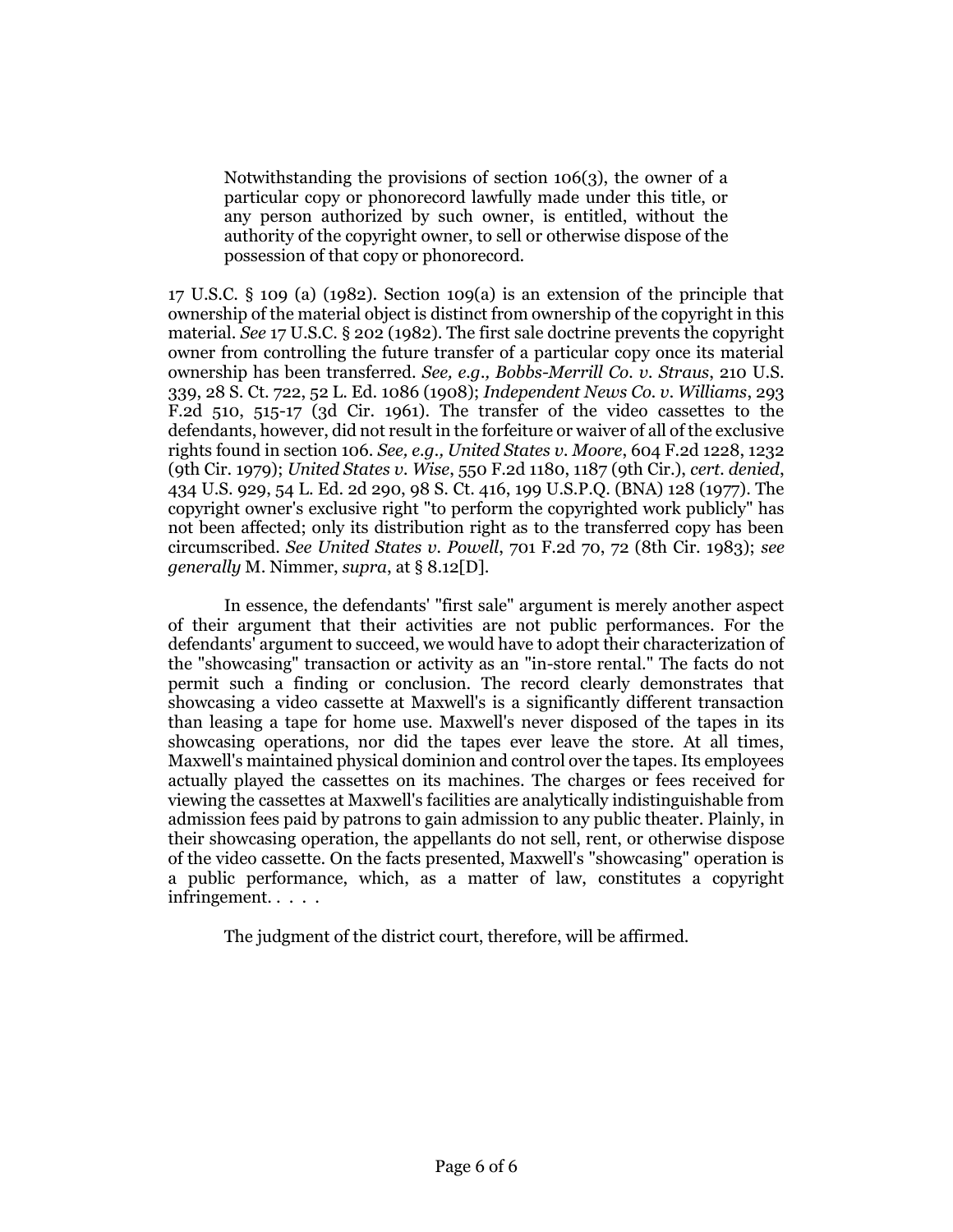> Notwithstanding the provisions of section 106(3), the owner of a particular copy or phonorecord lawfully made under this title, or any person authorized by such owner, is entitled, without the authority of the copyright owner, to sell or otherwise dispose of the possession of that copy or phonorecord.

17 U.S.C. § 109 (a) (1982). Section 109(a) is an extension of the principle that ownership of the material object is distinct from ownership of the copyright in this material. *See* 17 U.S.C. § 202 (1982). The first sale doctrine prevents the copyright owner from controlling the future transfer of a particular copy once its material ownership has been transferred. *See, e.g., Bobbs-Merrill Co. v. Straus*, 210 U.S. 339, 28 S. Ct. 722, 52 L. Ed. 1086 (1908); *Independent News Co. v. Williams*, 293 F.2d 510, 515-17 (3d Cir. 1961). The transfer of the video cassettes to the defendants, however, did not result in the forfeiture or waiver of all of the exclusive rights found in section 106. *See, e.g., United States v. Moore*, 604 F.2d 1228, 1232 (9th Cir. 1979); *United States v. Wise*, 550 F.2d 1180, 1187 (9th Cir.), *cert. denied*, 434 U.S. 929, 54 L. Ed. 2d 290, 98 S. Ct. 416, 199 U.S.P.Q. (BNA) 128 (1977). The copyright owner's exclusive right "to perform the copyrighted work publicly" has not been affected; only its distribution right as to the transferred copy has been circumscribed. *See United States v. Powell*, 701 F.2d 70, 72 (8th Cir. 1983); *see generally* M. Nimmer, *supra*, at § 8.12[D].

In essence, the defendants' "first sale" argument is merely another aspect of their argument that their activities are not public performances. For the defendants' argument to succeed, we would have to adopt their characterization of the "showcasing" transaction or activity as an "in-store rental." The facts do not permit such a finding or conclusion. The record clearly demonstrates that showcasing a video cassette at Maxwell's is a significantly different transaction than leasing a tape for home use. Maxwell's never disposed of the tapes in its showcasing operations, nor did the tapes ever leave the store. At all times, Maxwell's maintained physical dominion and control over the tapes. Its employees actually played the cassettes on its machines. The charges or fees received for viewing the cassettes at Maxwell's facilities are analytically indistinguishable from admission fees paid by patrons to gain admission to any public theater. Plainly, in their showcasing operation, the appellants do not sell, rent, or otherwise dispose of the video cassette. On the facts presented, Maxwell's "showcasing" operation is a public performance, which, as a matter of law, constitutes a copyright infringement. . . . .

The judgment of the district court, therefore, will be affirmed.